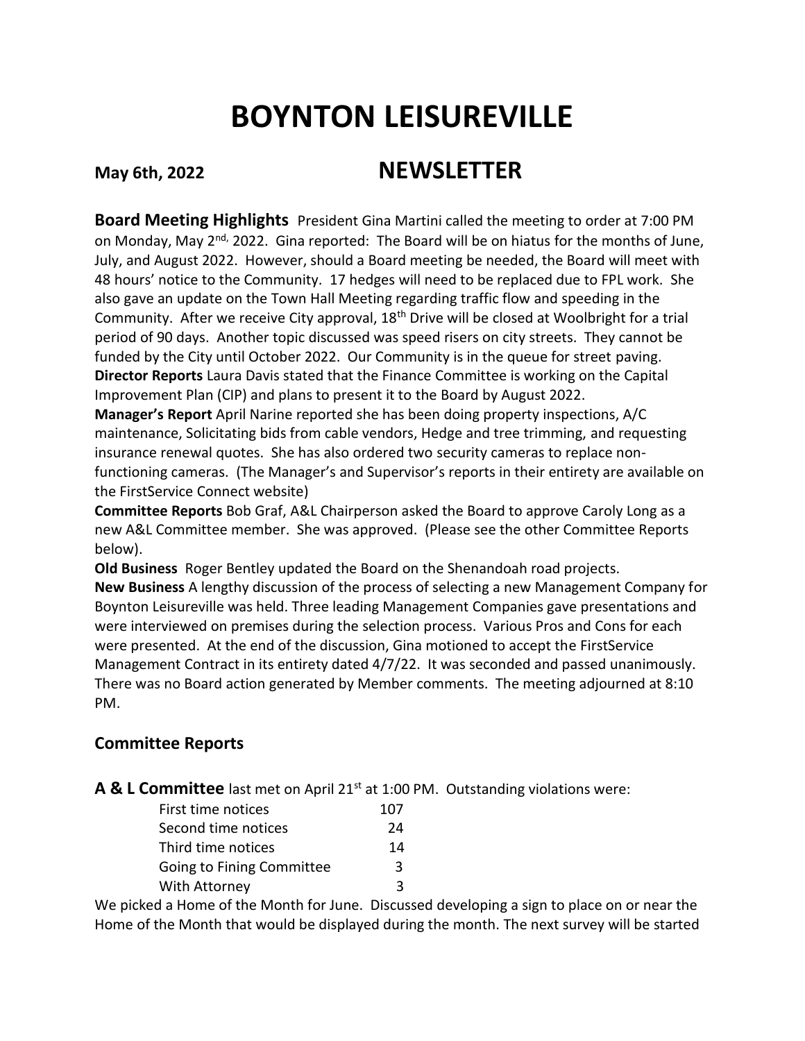# BOYNTON LEISUREVILLE

**May 6th, 2022** **NEWSLETTER**

**Board Meeting Highlights** President Gina Martini called the meeting to order at 7:00 PM on Monday, May 2nd, 2022. Gina reported: The Board will be on hiatus for the months of June, July, and August 2022. However, should a Board meeting be needed, the Board will meet with 48 hours' notice to the Community. 17 hedges will need to be replaced due to FPL work. She also gave an update on the Town Hall Meeting regarding traffic flow and speeding in the Community. After we receive City approval, 18th Drive will be closed at Woolbright for a trial period of 90 days. Another topic discussed was speed risers on city streets. They cannot be funded by the City until October 2022. Our Community is in the queue for street paving.

**Director Reports** Laura Davis stated that the Finance Committee is working on the Capital Improvement Plan (CIP) and plans to present it to the Board by August 2022.

**Manager's Report** April Narine reported she has been doing property inspections, A/C maintenance, Solicitating bids from cable vendors, Hedge and tree trimming, and requesting insurance renewal quotes. She has also ordered two security cameras to replace non-functioning cameras. (The Manager's and Supervisor's reports in their entirety are available on the FirstService Connect website)

**Committee Reports** Bob Graf, A&L Chairperson asked the Board to approve Caroly Long as a new A&L Committee member. She was approved. (Please see the other Committee Reports below).

**Old Business** Roger Bentley updated the Board on the Shenandoah road projects.

**New Business** A lengthy discussion of the process of selecting a new Management Company for Boynton Leisureville was held. Three leading Management Companies gave presentations and were interviewed on premises during the selection process. Various Pros and Cons for each were presented. At the end of the discussion, Gina motioned to accept the FirstService Management Contract in its entirety dated 4/7/22. It was seconded and passed unanimously. There was no Board action generated by Member comments. The meeting adjourned at 8:10 PM.

## Committee Reports

**A & L Committee** last met on April 21st at 1:00 PM. Outstanding violations were:

| | |
|---|---|
| First time notices | 107 |
| Second time notices | 24 |
| Third time notices | 14 |
| Going to Fining Committee | 3 |
| With Attorney | 3 |

We picked a Home of the Month for June. Discussed developing a sign to place on or near the Home of the Month that would be displayed during the month. The next survey will be started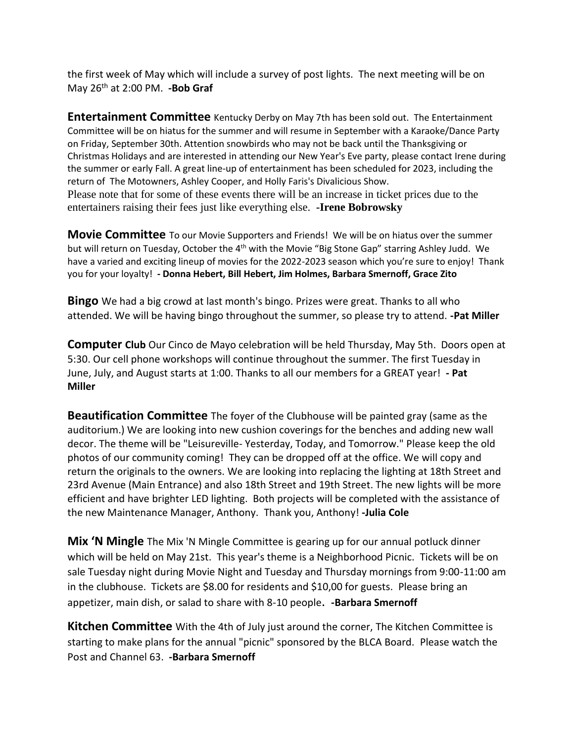the first week of May which will include a survey of post lights. The next meeting will be on May 26th at 2:00 PM. **-Bob Graf**

**Entertainment Committee** Kentucky Derby on May 7th has been sold out. The Entertainment Committee will be on hiatus for the summer and will resume in September with a Karaoke/Dance Party on Friday, September 30th. Attention snowbirds who may not be back until the Thanksgiving or Christmas Holidays and are interested in attending our New Year's Eve party, please contact Irene during the summer or early Fall. A great line-up of entertainment has been scheduled for 2023, including the return of The Motowners, Ashley Cooper, and Holly Faris's Divalicious Show.
Please note that for some of these events there will be an increase in ticket prices due to the entertainers raising their fees just like everything else. **-Irene Bobrowsky**

**Movie Committee** To our Movie Supporters and Friends! We will be on hiatus over the summer but will return on Tuesday, October the 4th with the Movie "Big Stone Gap" starring Ashley Judd. We have a varied and exciting lineup of movies for the 2022-2023 season which you're sure to enjoy! Thank you for your loyalty! **- Donna Hebert, Bill Hebert, Jim Holmes, Barbara Smernoff, Grace Zito**

**Bingo** We had a big crowd at last month's bingo. Prizes were great. Thanks to all who attended. We will be having bingo throughout the summer, so please try to attend. **-Pat Miller**

**Computer Club** Our Cinco de Mayo celebration will be held Thursday, May 5th. Doors open at 5:30. Our cell phone workshops will continue throughout the summer. The first Tuesday in June, July, and August starts at 1:00. Thanks to all our members for a GREAT year! **- Pat Miller**

**Beautification Committee** The foyer of the Clubhouse will be painted gray (same as the auditorium.) We are looking into new cushion coverings for the benches and adding new wall decor. The theme will be "Leisureville- Yesterday, Today, and Tomorrow." Please keep the old photos of our community coming! They can be dropped off at the office. We will copy and return the originals to the owners. We are looking into replacing the lighting at 18th Street and 23rd Avenue (Main Entrance) and also 18th Street and 19th Street. The new lights will be more efficient and have brighter LED lighting. Both projects will be completed with the assistance of the new Maintenance Manager, Anthony. Thank you, Anthony! **-Julia Cole**

**Mix 'N Mingle** The Mix 'N Mingle Committee is gearing up for our annual potluck dinner which will be held on May 21st. This year's theme is a Neighborhood Picnic. Tickets will be on sale Tuesday night during Movie Night and Tuesday and Thursday mornings from 9:00-11:00 am in the clubhouse. Tickets are $8.00 for residents and $10,00 for guests. Please bring an appetizer, main dish, or salad to share with 8-10 people**. -Barbara Smernoff**

**Kitchen Committee** With the 4th of July just around the corner, The Kitchen Committee is starting to make plans for the annual "picnic" sponsored by the BLCA Board. Please watch the Post and Channel 63. **-Barbara Smernoff**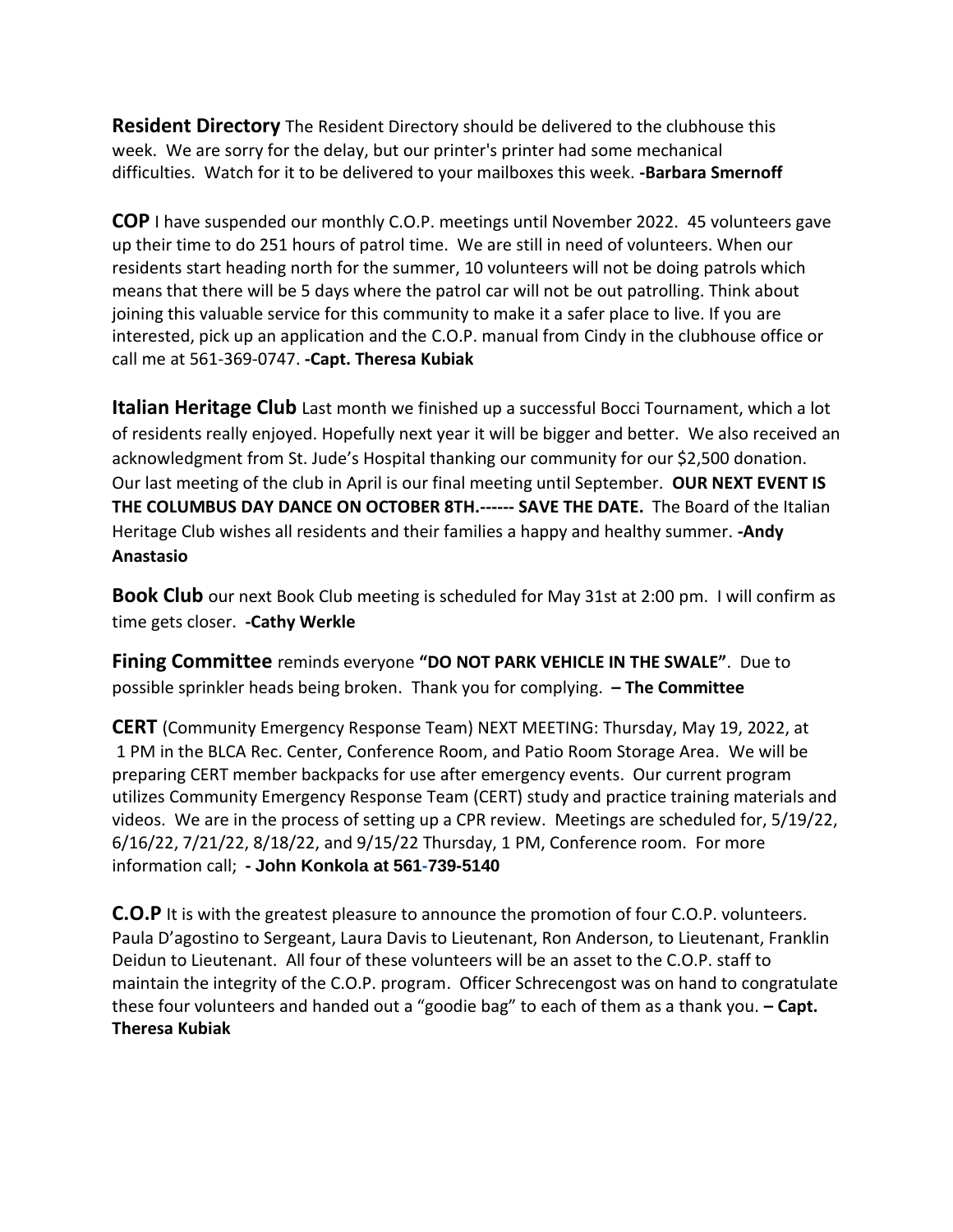**Resident Directory** The Resident Directory should be delivered to the clubhouse this week. We are sorry for the delay, but our printer's printer had some mechanical difficulties. Watch for it to be delivered to your mailboxes this week. **-Barbara Smernoff**

**COP** I have suspended our monthly C.O.P. meetings until November 2022. 45 volunteers gave up their time to do 251 hours of patrol time. We are still in need of volunteers. When our residents start heading north for the summer, 10 volunteers will not be doing patrols which means that there will be 5 days where the patrol car will not be out patrolling. Think about joining this valuable service for this community to make it a safer place to live. If you are interested, pick up an application and the C.O.P. manual from Cindy in the clubhouse office or call me at 561-369-0747. **-Capt. Theresa Kubiak**

**Italian Heritage Club** Last month we finished up a successful Bocci Tournament, which a lot of residents really enjoyed. Hopefully next year it will be bigger and better. We also received an acknowledgment from St. Jude's Hospital thanking our community for our $2,500 donation. Our last meeting of the club in April is our final meeting until September. **OUR NEXT EVENT IS THE COLUMBUS DAY DANCE ON OCTOBER 8TH.------ SAVE THE DATE.** The Board of the Italian Heritage Club wishes all residents and their families a happy and healthy summer. **-Andy Anastasio**

**Book Club** our next Book Club meeting is scheduled for May 31st at 2:00 pm. I will confirm as time gets closer. **-Cathy Werkle**

**Fining Committee** reminds everyone **"DO NOT PARK VEHICLE IN THE SWALE"**. Due to possible sprinkler heads being broken. Thank you for complying. **– The Committee**

**CERT** (Community Emergency Response Team) NEXT MEETING: Thursday, May 19, 2022, at 1 PM in the BLCA Rec. Center, Conference Room, and Patio Room Storage Area. We will be preparing CERT member backpacks for use after emergency events. Our current program utilizes Community Emergency Response Team (CERT) study and practice training materials and videos. We are in the process of setting up a CPR review. Meetings are scheduled for, 5/19/22, 6/16/22, 7/21/22, 8/18/22, and 9/15/22 Thursday, 1 PM, Conference room. For more information call; **- John Konkola at 561-739-5140**

**C.O.P** It is with the greatest pleasure to announce the promotion of four C.O.P. volunteers. Paula D'agostino to Sergeant, Laura Davis to Lieutenant, Ron Anderson, to Lieutenant, Franklin Deidun to Lieutenant. All four of these volunteers will be an asset to the C.O.P. staff to maintain the integrity of the C.O.P. program. Officer Schrecengost was on hand to congratulate these four volunteers and handed out a "goodie bag" to each of them as a thank you. **– Capt. Theresa Kubiak**